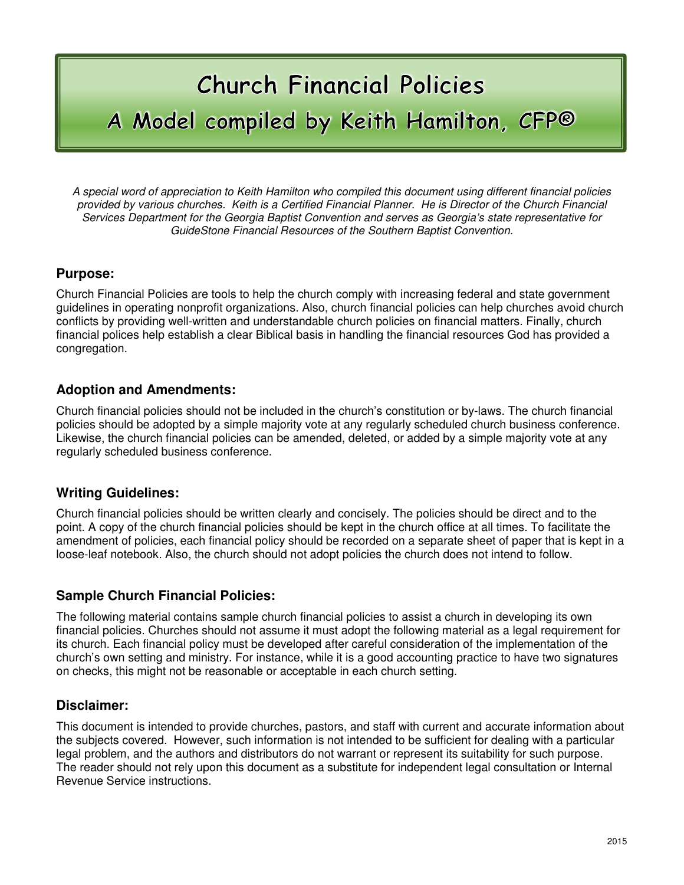# Church Financial Policies

## A Model compiled by Keith Hamilton, CFP®

*A special word of appreciation to Keith Hamilton who compiled this document using different financial policies provided by various churches. Keith is a Certified Financial Planner. He is Director of the Church Financial Services Department for the Georgia Baptist Convention and serves as Georgia's state representative for GuideStone Financial Resources of the Southern Baptist Convention.*

### Purpose:

Church Financial Policies are tools to help the church comply with increasing federal and state government guidelines in operating nonprofit organizations. Also, church financial policies can help churches avoid church conflicts by providing well-written and understandable church policies on financial matters. Finally, church financial polices help establish a clear Biblical basis in handling the financial resources God has provided a congregation.

### Adoption and Amendments:

Church financial policies should not be included in the church's constitution or by-laws. The church financial policies should be adopted by a simple majority vote at any regularly scheduled church business conference. Likewise, the church financial policies can be amended, deleted, or added by a simple majority vote at any regularly scheduled business conference.

### Writing Guidelines:

Church financial policies should be written clearly and concisely. The policies should be direct and to the point. A copy of the church financial policies should be kept in the church office at all times. To facilitate the amendment of policies, each financial policy should be recorded on a separate sheet of paper that is kept in a loose-leaf notebook. Also, the church should not adopt policies the church does not intend to follow.

### Sample Church Financial Policies:

The following material contains sample church financial policies to assist a church in developing its own financial policies. Churches should not assume it must adopt the following material as a legal requirement for its church. Each financial policy must be developed after careful consideration of the implementation of the church's own setting and ministry. For instance, while it is a good accounting practice to have two signatures on checks, this might not be reasonable or acceptable in each church setting.

### Disclaimer:

This document is intended to provide churches, pastors, and staff with current and accurate information about the subjects covered. However, such information is not intended to be sufficient for dealing with a particular legal problem, and the authors and distributors do not warrant or represent its suitability for such purpose. The reader should not rely upon this document as a substitute for independent legal consultation or Internal Revenue Service instructions.

2015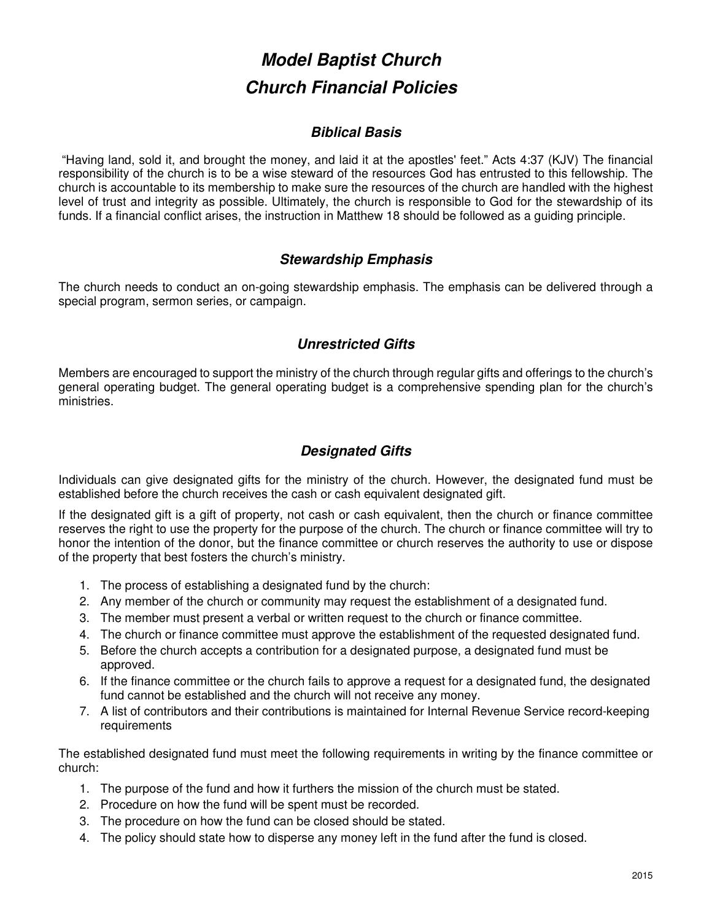# ***Model Baptist Church***
# ***Church Financial Policies***

### ***Biblical Basis***

"Having land, sold it, and brought the money, and laid it at the apostles' feet." Acts 4:37 (KJV) The financial responsibility of the church is to be a wise steward of the resources God has entrusted to this fellowship. The church is accountable to its membership to make sure the resources of the church are handled with the highest level of trust and integrity as possible. Ultimately, the church is responsible to God for the stewardship of its funds. If a financial conflict arises, the instruction in Matthew 18 should be followed as a guiding principle.

### ***Stewardship Emphasis***

The church needs to conduct an on-going stewardship emphasis. The emphasis can be delivered through a special program, sermon series, or campaign.

### ***Unrestricted Gifts***

Members are encouraged to support the ministry of the church through regular gifts and offerings to the church's general operating budget. The general operating budget is a comprehensive spending plan for the church's ministries.

### ***Designated Gifts***

Individuals can give designated gifts for the ministry of the church. However, the designated fund must be established before the church receives the cash or cash equivalent designated gift.

If the designated gift is a gift of property, not cash or cash equivalent, then the church or finance committee reserves the right to use the property for the purpose of the church. The church or finance committee will try to honor the intention of the donor, but the finance committee or church reserves the authority to use or dispose of the property that best fosters the church's ministry.

1. The process of establishing a designated fund by the church:
2. Any member of the church or community may request the establishment of a designated fund.
3. The member must present a verbal or written request to the church or finance committee.
4. The church or finance committee must approve the establishment of the requested designated fund.
5. Before the church accepts a contribution for a designated purpose, a designated fund must be approved.
6. If the finance committee or the church fails to approve a request for a designated fund, the designated fund cannot be established and the church will not receive any money.
7. A list of contributors and their contributions is maintained for Internal Revenue Service record-keeping requirements

The established designated fund must meet the following requirements in writing by the finance committee or church:

1. The purpose of the fund and how it furthers the mission of the church must be stated.
2. Procedure on how the fund will be spent must be recorded.
3. The procedure on how the fund can be closed should be stated.
4. The policy should state how to disperse any money left in the fund after the fund is closed.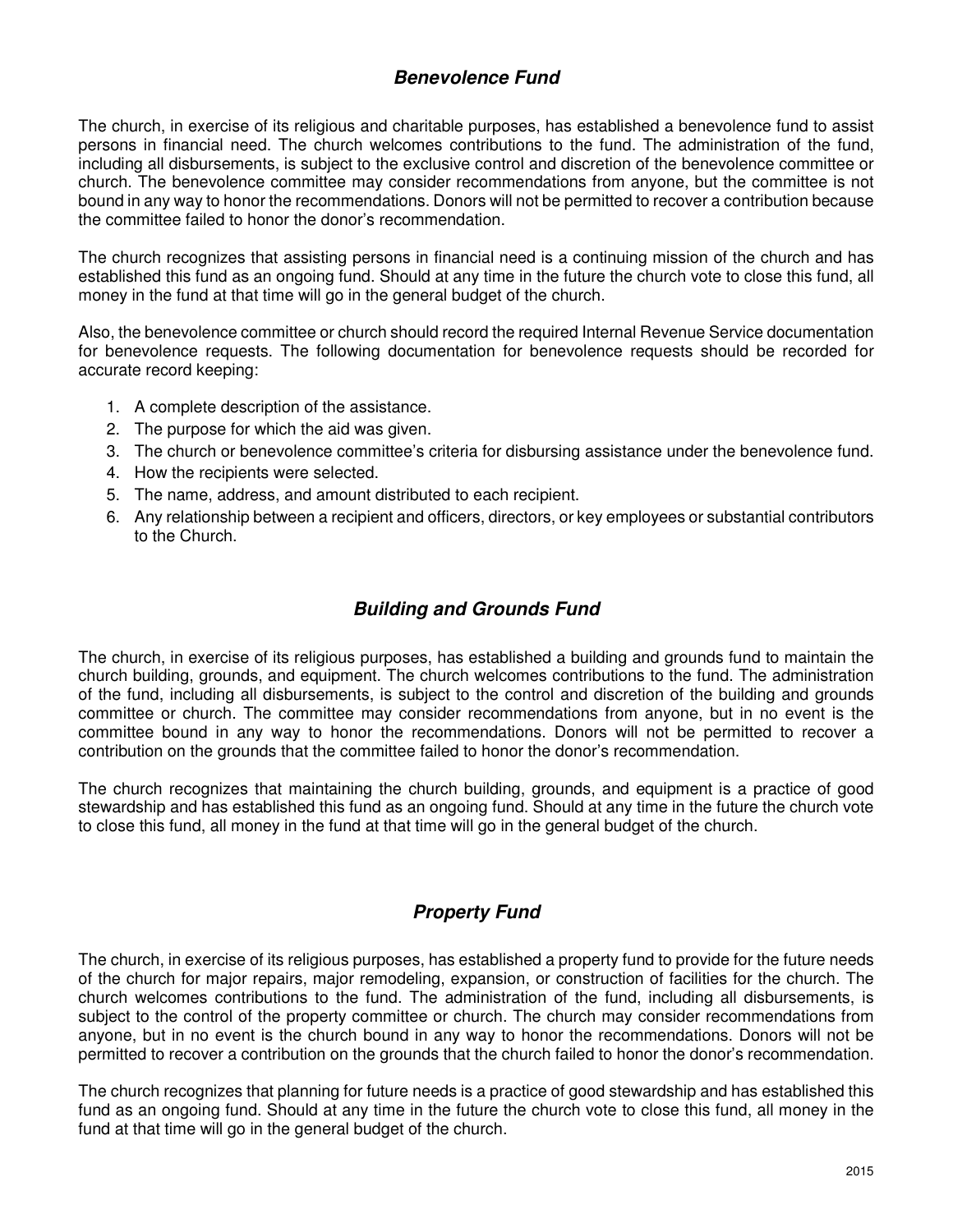## ***Benevolence Fund***

The church, in exercise of its religious and charitable purposes, has established a benevolence fund to assist persons in financial need. The church welcomes contributions to the fund. The administration of the fund, including all disbursements, is subject to the exclusive control and discretion of the benevolence committee or church. The benevolence committee may consider recommendations from anyone, but the committee is not bound in any way to honor the recommendations. Donors will not be permitted to recover a contribution because the committee failed to honor the donor's recommendation.

The church recognizes that assisting persons in financial need is a continuing mission of the church and has established this fund as an ongoing fund. Should at any time in the future the church vote to close this fund, all money in the fund at that time will go in the general budget of the church.

Also, the benevolence committee or church should record the required Internal Revenue Service documentation for benevolence requests. The following documentation for benevolence requests should be recorded for accurate record keeping:

1. A complete description of the assistance.
2. The purpose for which the aid was given.
3. The church or benevolence committee's criteria for disbursing assistance under the benevolence fund.
4. How the recipients were selected.
5. The name, address, and amount distributed to each recipient.
6. Any relationship between a recipient and officers, directors, or key employees or substantial contributors to the Church.

## ***Building and Grounds Fund***

The church, in exercise of its religious purposes, has established a building and grounds fund to maintain the church building, grounds, and equipment. The church welcomes contributions to the fund. The administration of the fund, including all disbursements, is subject to the control and discretion of the building and grounds committee or church. The committee may consider recommendations from anyone, but in no event is the committee bound in any way to honor the recommendations. Donors will not be permitted to recover a contribution on the grounds that the committee failed to honor the donor's recommendation.

The church recognizes that maintaining the church building, grounds, and equipment is a practice of good stewardship and has established this fund as an ongoing fund. Should at any time in the future the church vote to close this fund, all money in the fund at that time will go in the general budget of the church.

## ***Property Fund***

The church, in exercise of its religious purposes, has established a property fund to provide for the future needs of the church for major repairs, major remodeling, expansion, or construction of facilities for the church. The church welcomes contributions to the fund. The administration of the fund, including all disbursements, is subject to the control of the property committee or church. The church may consider recommendations from anyone, but in no event is the church bound in any way to honor the recommendations. Donors will not be permitted to recover a contribution on the grounds that the church failed to honor the donor's recommendation.

The church recognizes that planning for future needs is a practice of good stewardship and has established this fund as an ongoing fund. Should at any time in the future the church vote to close this fund, all money in the fund at that time will go in the general budget of the church.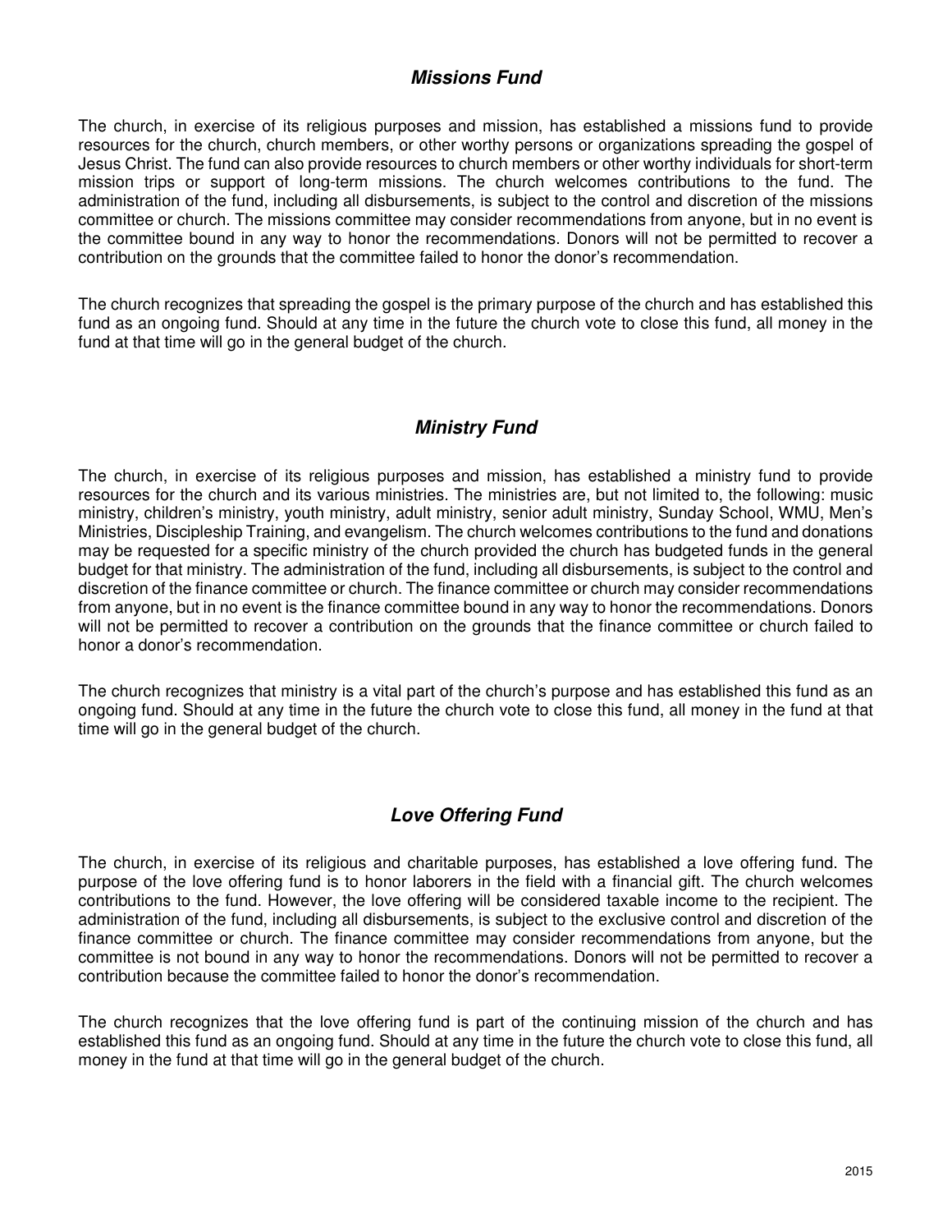### ***Missions Fund***

The church, in exercise of its religious purposes and mission, has established a missions fund to provide resources for the church, church members, or other worthy persons or organizations spreading the gospel of Jesus Christ. The fund can also provide resources to church members or other worthy individuals for short-term mission trips or support of long-term missions. The church welcomes contributions to the fund. The administration of the fund, including all disbursements, is subject to the control and discretion of the missions committee or church. The missions committee may consider recommendations from anyone, but in no event is the committee bound in any way to honor the recommendations. Donors will not be permitted to recover a contribution on the grounds that the committee failed to honor the donor's recommendation.

The church recognizes that spreading the gospel is the primary purpose of the church and has established this fund as an ongoing fund. Should at any time in the future the church vote to close this fund, all money in the fund at that time will go in the general budget of the church.

### ***Ministry Fund***

The church, in exercise of its religious purposes and mission, has established a ministry fund to provide resources for the church and its various ministries. The ministries are, but not limited to, the following: music ministry, children's ministry, youth ministry, adult ministry, senior adult ministry, Sunday School, WMU, Men's Ministries, Discipleship Training, and evangelism. The church welcomes contributions to the fund and donations may be requested for a specific ministry of the church provided the church has budgeted funds in the general budget for that ministry. The administration of the fund, including all disbursements, is subject to the control and discretion of the finance committee or church. The finance committee or church may consider recommendations from anyone, but in no event is the finance committee bound in any way to honor the recommendations. Donors will not be permitted to recover a contribution on the grounds that the finance committee or church failed to honor a donor's recommendation.

The church recognizes that ministry is a vital part of the church's purpose and has established this fund as an ongoing fund. Should at any time in the future the church vote to close this fund, all money in the fund at that time will go in the general budget of the church.

### ***Love Offering Fund***

The church, in exercise of its religious and charitable purposes, has established a love offering fund. The purpose of the love offering fund is to honor laborers in the field with a financial gift. The church welcomes contributions to the fund. However, the love offering will be considered taxable income to the recipient. The administration of the fund, including all disbursements, is subject to the exclusive control and discretion of the finance committee or church. The finance committee may consider recommendations from anyone, but the committee is not bound in any way to honor the recommendations. Donors will not be permitted to recover a contribution because the committee failed to honor the donor's recommendation.

The church recognizes that the love offering fund is part of the continuing mission of the church and has established this fund as an ongoing fund. Should at any time in the future the church vote to close this fund, all money in the fund at that time will go in the general budget of the church.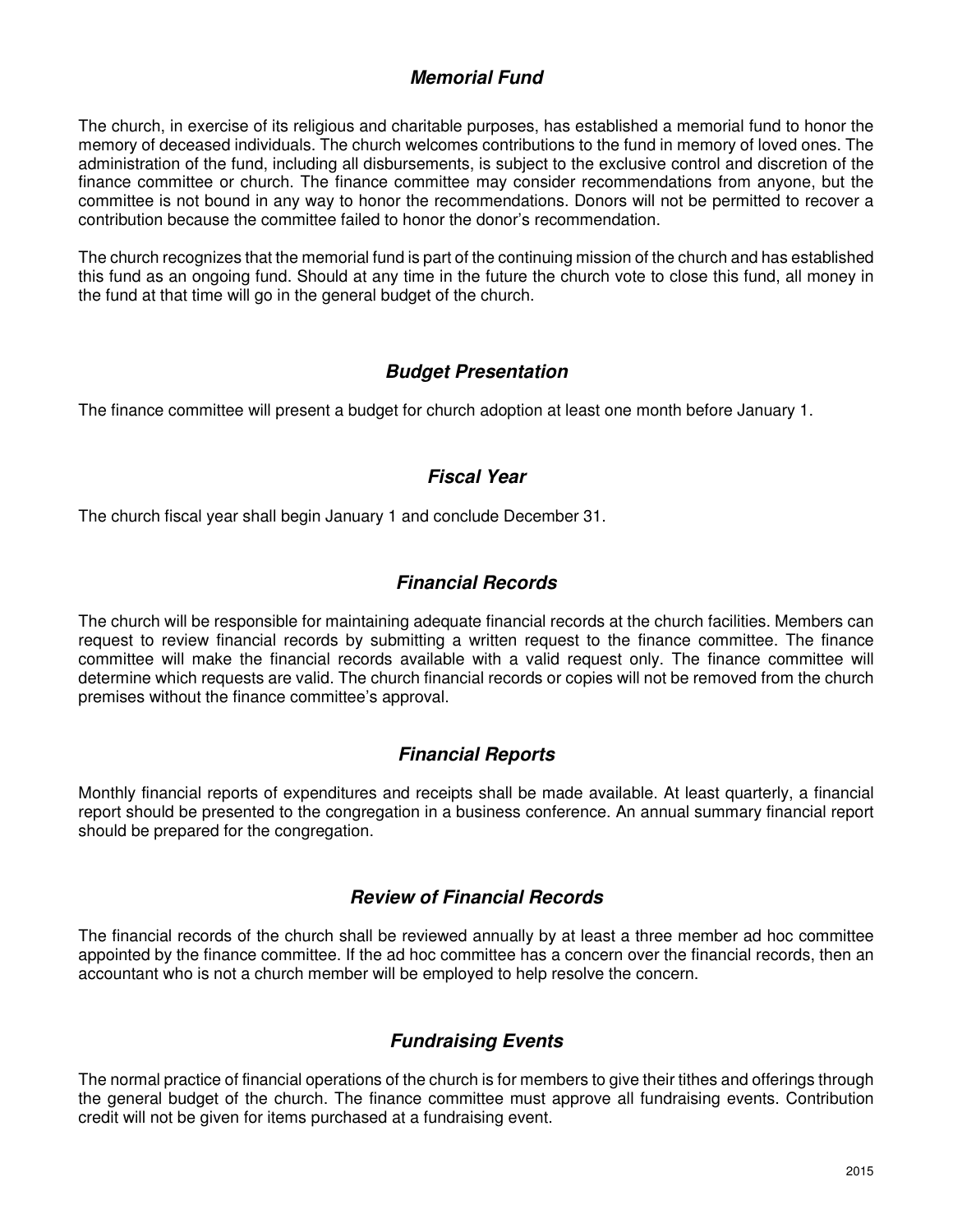### ***Memorial Fund***

The church, in exercise of its religious and charitable purposes, has established a memorial fund to honor the memory of deceased individuals. The church welcomes contributions to the fund in memory of loved ones. The administration of the fund, including all disbursements, is subject to the exclusive control and discretion of the finance committee or church. The finance committee may consider recommendations from anyone, but the committee is not bound in any way to honor the recommendations. Donors will not be permitted to recover a contribution because the committee failed to honor the donor's recommendation.

The church recognizes that the memorial fund is part of the continuing mission of the church and has established this fund as an ongoing fund. Should at any time in the future the church vote to close this fund, all money in the fund at that time will go in the general budget of the church.

### ***Budget Presentation***

The finance committee will present a budget for church adoption at least one month before January 1.

### ***Fiscal Year***

The church fiscal year shall begin January 1 and conclude December 31.

### ***Financial Records***

The church will be responsible for maintaining adequate financial records at the church facilities. Members can request to review financial records by submitting a written request to the finance committee. The finance committee will make the financial records available with a valid request only. The finance committee will determine which requests are valid. The church financial records or copies will not be removed from the church premises without the finance committee's approval.

### ***Financial Reports***

Monthly financial reports of expenditures and receipts shall be made available. At least quarterly, a financial report should be presented to the congregation in a business conference. An annual summary financial report should be prepared for the congregation.

### ***Review of Financial Records***

The financial records of the church shall be reviewed annually by at least a three member ad hoc committee appointed by the finance committee. If the ad hoc committee has a concern over the financial records, then an accountant who is not a church member will be employed to help resolve the concern.

### ***Fundraising Events***

The normal practice of financial operations of the church is for members to give their tithes and offerings through the general budget of the church. The finance committee must approve all fundraising events. Contribution credit will not be given for items purchased at a fundraising event.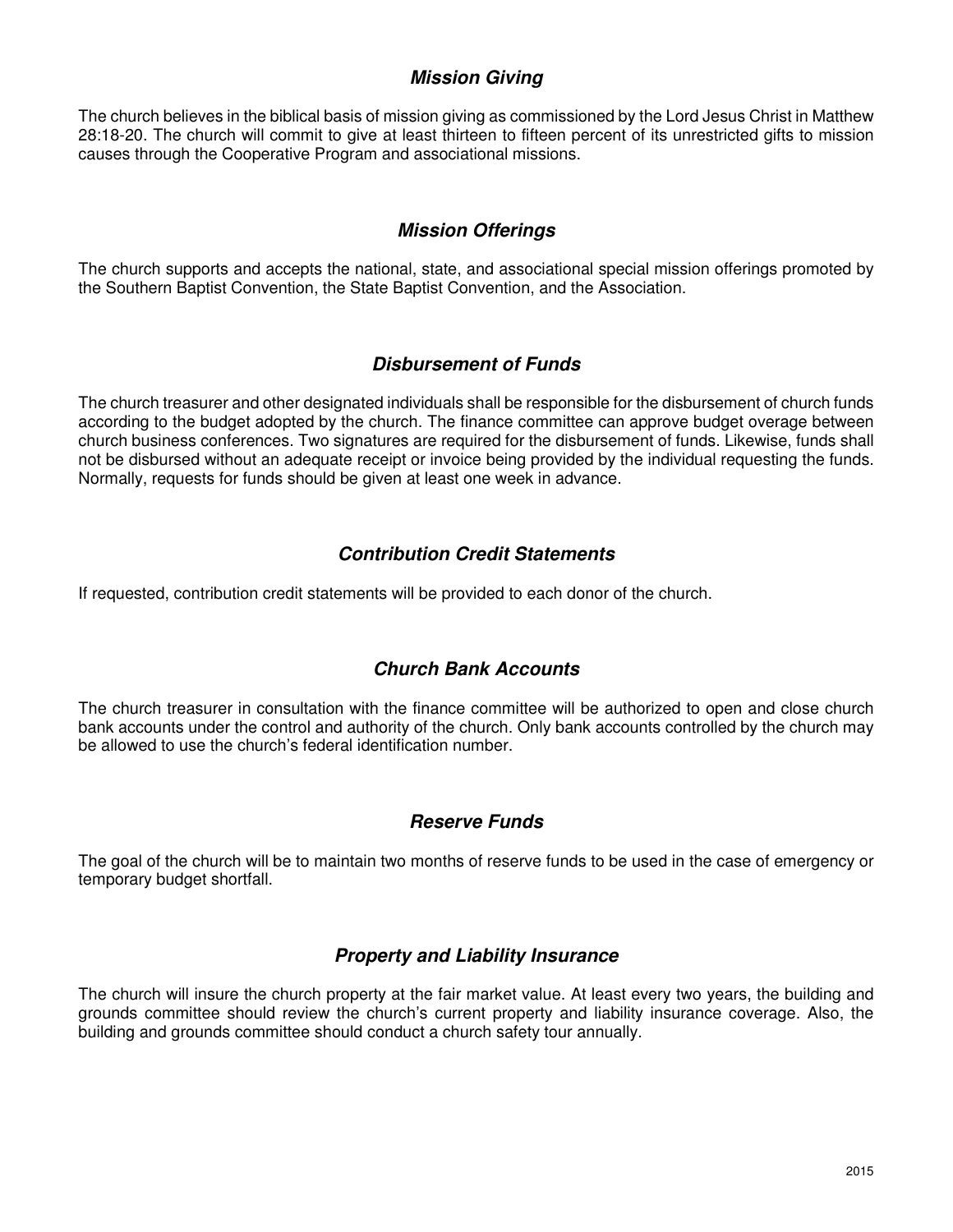### ***Mission Giving***

The church believes in the biblical basis of mission giving as commissioned by the Lord Jesus Christ in Matthew 28:18-20. The church will commit to give at least thirteen to fifteen percent of its unrestricted gifts to mission causes through the Cooperative Program and associational missions.

### ***Mission Offerings***

The church supports and accepts the national, state, and associational special mission offerings promoted by the Southern Baptist Convention, the State Baptist Convention, and the Association.

### ***Disbursement of Funds***

The church treasurer and other designated individuals shall be responsible for the disbursement of church funds according to the budget adopted by the church. The finance committee can approve budget overage between church business conferences. Two signatures are required for the disbursement of funds. Likewise, funds shall not be disbursed without an adequate receipt or invoice being provided by the individual requesting the funds. Normally, requests for funds should be given at least one week in advance.

### ***Contribution Credit Statements***

If requested, contribution credit statements will be provided to each donor of the church.

### ***Church Bank Accounts***

The church treasurer in consultation with the finance committee will be authorized to open and close church bank accounts under the control and authority of the church. Only bank accounts controlled by the church may be allowed to use the church's federal identification number.

### ***Reserve Funds***

The goal of the church will be to maintain two months of reserve funds to be used in the case of emergency or temporary budget shortfall.

### ***Property and Liability Insurance***

The church will insure the church property at the fair market value. At least every two years, the building and grounds committee should review the church's current property and liability insurance coverage. Also, the building and grounds committee should conduct a church safety tour annually.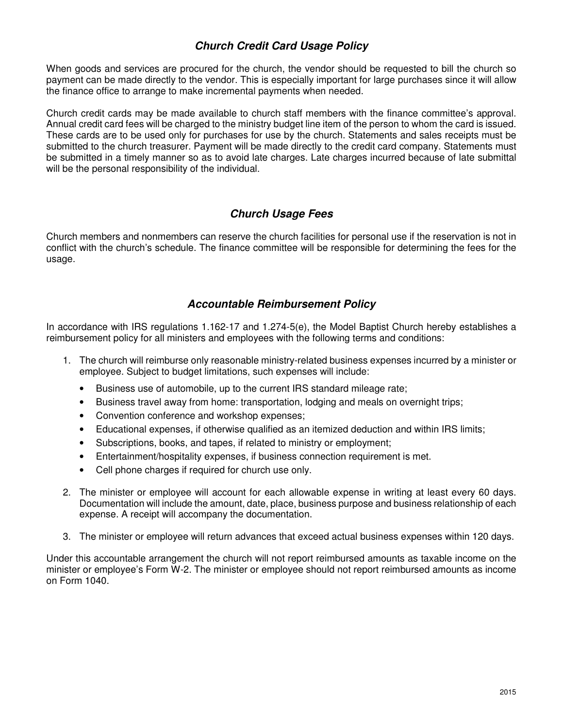## *Church Credit Card Usage Policy*

When goods and services are procured for the church, the vendor should be requested to bill the church so payment can be made directly to the vendor. This is especially important for large purchases since it will allow the finance office to arrange to make incremental payments when needed.

Church credit cards may be made available to church staff members with the finance committee's approval. Annual credit card fees will be charged to the ministry budget line item of the person to whom the card is issued. These cards are to be used only for purchases for use by the church. Statements and sales receipts must be submitted to the church treasurer. Payment will be made directly to the credit card company. Statements must be submitted in a timely manner so as to avoid late charges. Late charges incurred because of late submittal will be the personal responsibility of the individual.

## *Church Usage Fees*

Church members and nonmembers can reserve the church facilities for personal use if the reservation is not in conflict with the church's schedule. The finance committee will be responsible for determining the fees for the usage.

## *Accountable Reimbursement Policy*

In accordance with IRS regulations 1.162-17 and 1.274-5(e), the Model Baptist Church hereby establishes a reimbursement policy for all ministers and employees with the following terms and conditions:

1. The church will reimburse only reasonable ministry-related business expenses incurred by a minister or employee. Subject to budget limitations, such expenses will include:
   - Business use of automobile, up to the current IRS standard mileage rate;
   - Business travel away from home: transportation, lodging and meals on overnight trips;
   - Convention conference and workshop expenses;
   - Educational expenses, if otherwise qualified as an itemized deduction and within IRS limits;
   - Subscriptions, books, and tapes, if related to ministry or employment;
   - Entertainment/hospitality expenses, if business connection requirement is met.
   - Cell phone charges if required for church use only.
2. The minister or employee will account for each allowable expense in writing at least every 60 days. Documentation will include the amount, date, place, business purpose and business relationship of each expense. A receipt will accompany the documentation.
3. The minister or employee will return advances that exceed actual business expenses within 120 days.

Under this accountable arrangement the church will not report reimbursed amounts as taxable income on the minister or employee's Form W-2. The minister or employee should not report reimbursed amounts as income on Form 1040.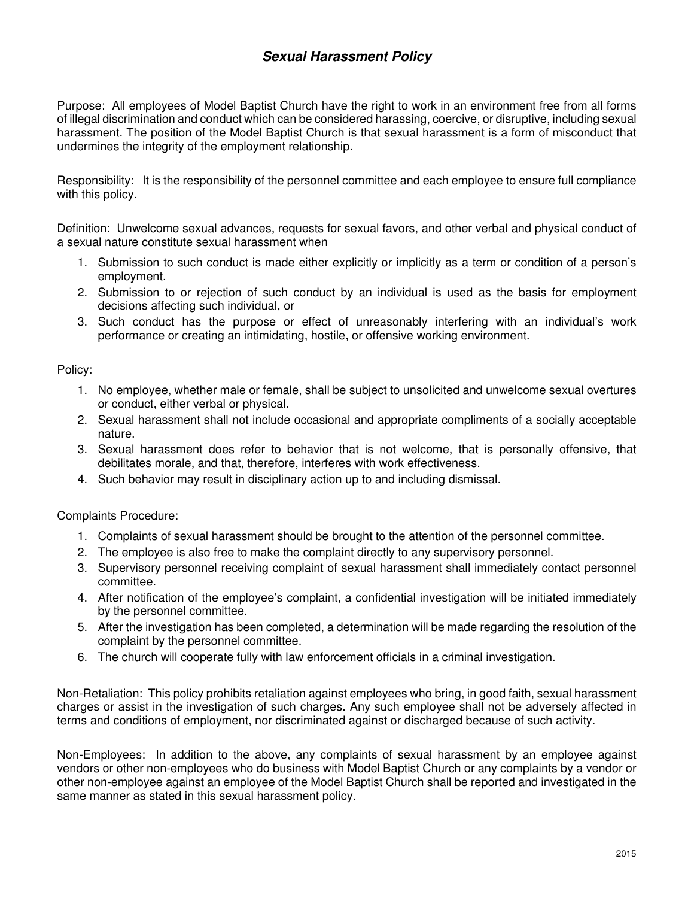## ***Sexual Harassment Policy***

Purpose: All employees of Model Baptist Church have the right to work in an environment free from all forms of illegal discrimination and conduct which can be considered harassing, coercive, or disruptive, including sexual harassment. The position of the Model Baptist Church is that sexual harassment is a form of misconduct that undermines the integrity of the employment relationship.

Responsibility: It is the responsibility of the personnel committee and each employee to ensure full compliance with this policy.

Definition: Unwelcome sexual advances, requests for sexual favors, and other verbal and physical conduct of a sexual nature constitute sexual harassment when

1. Submission to such conduct is made either explicitly or implicitly as a term or condition of a person's employment.
2. Submission to or rejection of such conduct by an individual is used as the basis for employment decisions affecting such individual, or
3. Such conduct has the purpose or effect of unreasonably interfering with an individual's work performance or creating an intimidating, hostile, or offensive working environment.

Policy:

1. No employee, whether male or female, shall be subject to unsolicited and unwelcome sexual overtures or conduct, either verbal or physical.
2. Sexual harassment shall not include occasional and appropriate compliments of a socially acceptable nature.
3. Sexual harassment does refer to behavior that is not welcome, that is personally offensive, that debilitates morale, and that, therefore, interferes with work effectiveness.
4. Such behavior may result in disciplinary action up to and including dismissal.

Complaints Procedure:

1. Complaints of sexual harassment should be brought to the attention of the personnel committee.
2. The employee is also free to make the complaint directly to any supervisory personnel.
3. Supervisory personnel receiving complaint of sexual harassment shall immediately contact personnel committee.
4. After notification of the employee's complaint, a confidential investigation will be initiated immediately by the personnel committee.
5. After the investigation has been completed, a determination will be made regarding the resolution of the complaint by the personnel committee.
6. The church will cooperate fully with law enforcement officials in a criminal investigation.

Non-Retaliation: This policy prohibits retaliation against employees who bring, in good faith, sexual harassment charges or assist in the investigation of such charges. Any such employee shall not be adversely affected in terms and conditions of employment, nor discriminated against or discharged because of such activity.

Non-Employees: In addition to the above, any complaints of sexual harassment by an employee against vendors or other non-employees who do business with Model Baptist Church or any complaints by a vendor or other non-employee against an employee of the Model Baptist Church shall be reported and investigated in the same manner as stated in this sexual harassment policy.

2015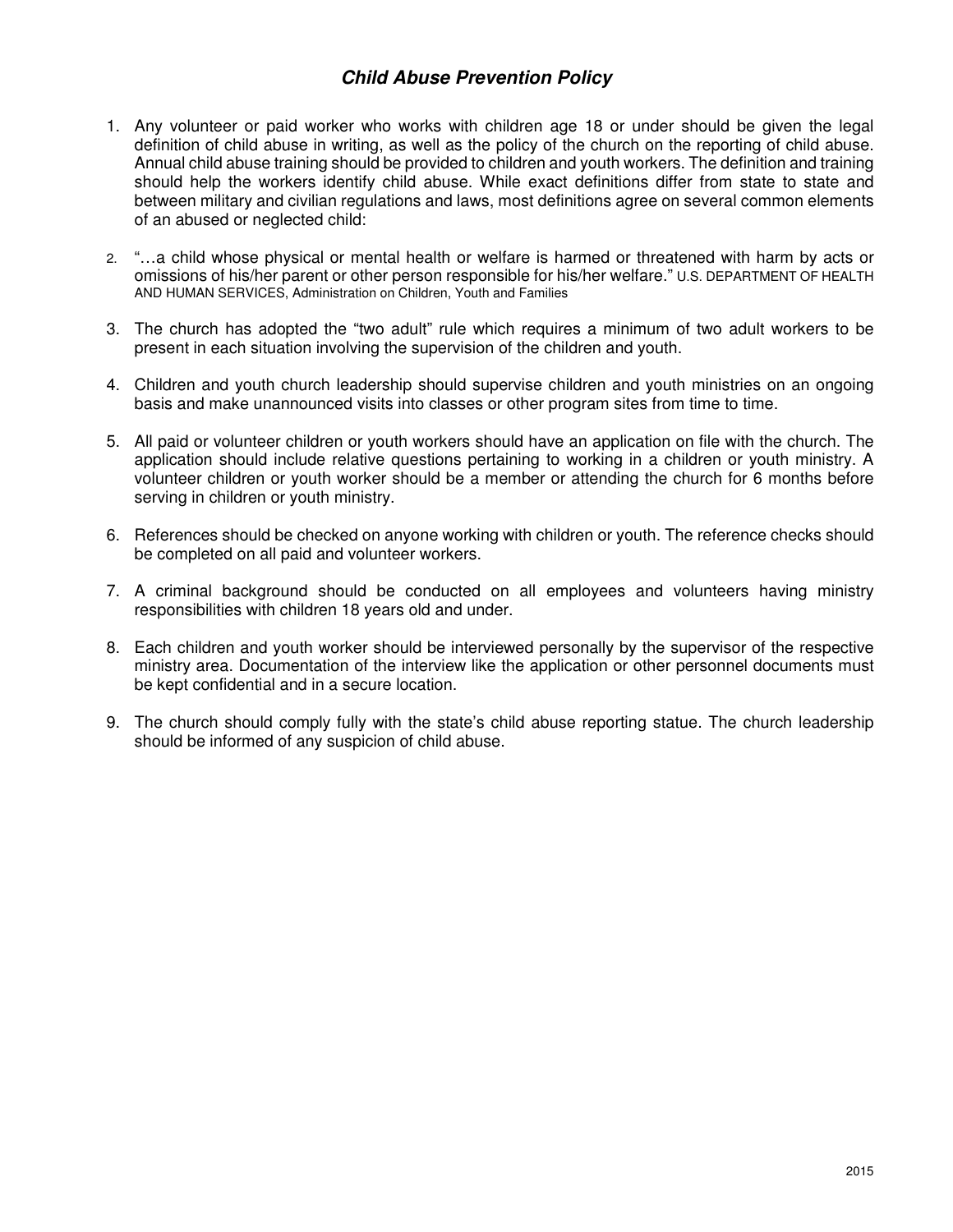## ***Child Abuse Prevention Policy***

1. Any volunteer or paid worker who works with children age 18 or under should be given the legal definition of child abuse in writing, as well as the policy of the church on the reporting of child abuse. Annual child abuse training should be provided to children and youth workers. The definition and training should help the workers identify child abuse. While exact definitions differ from state to state and between military and civilian regulations and laws, most definitions agree on several common elements of an abused or neglected child:

2. "…a child whose physical or mental health or welfare is harmed or threatened with harm by acts or omissions of his/her parent or other person responsible for his/her welfare." U.S. DEPARTMENT OF HEALTH AND HUMAN SERVICES, Administration on Children, Youth and Families

3. The church has adopted the "two adult" rule which requires a minimum of two adult workers to be present in each situation involving the supervision of the children and youth.

4. Children and youth church leadership should supervise children and youth ministries on an ongoing basis and make unannounced visits into classes or other program sites from time to time.

5. All paid or volunteer children or youth workers should have an application on file with the church. The application should include relative questions pertaining to working in a children or youth ministry. A volunteer children or youth worker should be a member or attending the church for 6 months before serving in children or youth ministry.

6. References should be checked on anyone working with children or youth. The reference checks should be completed on all paid and volunteer workers.

7. A criminal background should be conducted on all employees and volunteers having ministry responsibilities with children 18 years old and under.

8. Each children and youth worker should be interviewed personally by the supervisor of the respective ministry area. Documentation of the interview like the application or other personnel documents must be kept confidential and in a secure location.

9. The church should comply fully with the state's child abuse reporting statue. The church leadership should be informed of any suspicion of child abuse.

2015